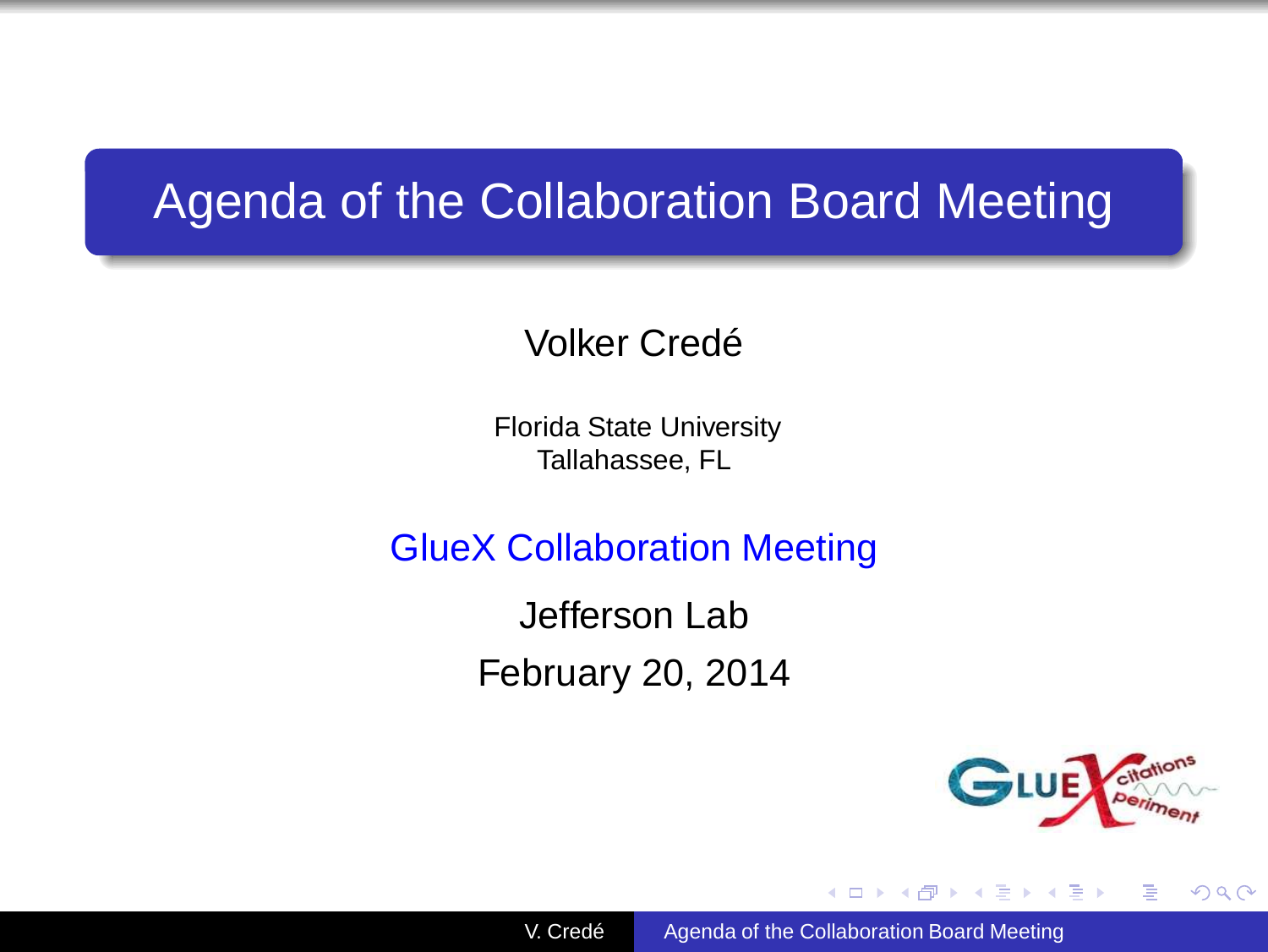# Agenda of the Collaboration Board Meeting

Volker Credé

Florida State University
Tallahassee, FL

GlueX Collaboration Meeting

Jefferson Lab

February 20, 2014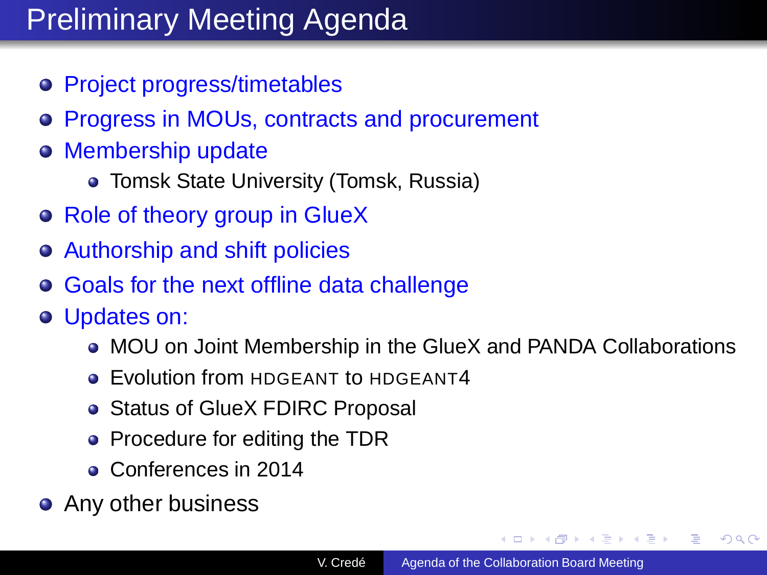# Preliminary Meeting Agenda

- Project progress/timetables
- Progress in MOUs, contracts and procurement
- Membership update
  - Tomsk State University (Tomsk, Russia)
- Role of theory group in GlueX
- Authorship and shift policies
- Goals for the next offline data challenge
- Updates on:
  - MOU on Joint Membership in the GlueX and PANDA Collaborations
  - Evolution from HDGEANT to HDGEANT4
  - Status of GlueX FDIRC Proposal
  - Procedure for editing the TDR
  - Conferences in 2014
- Any other business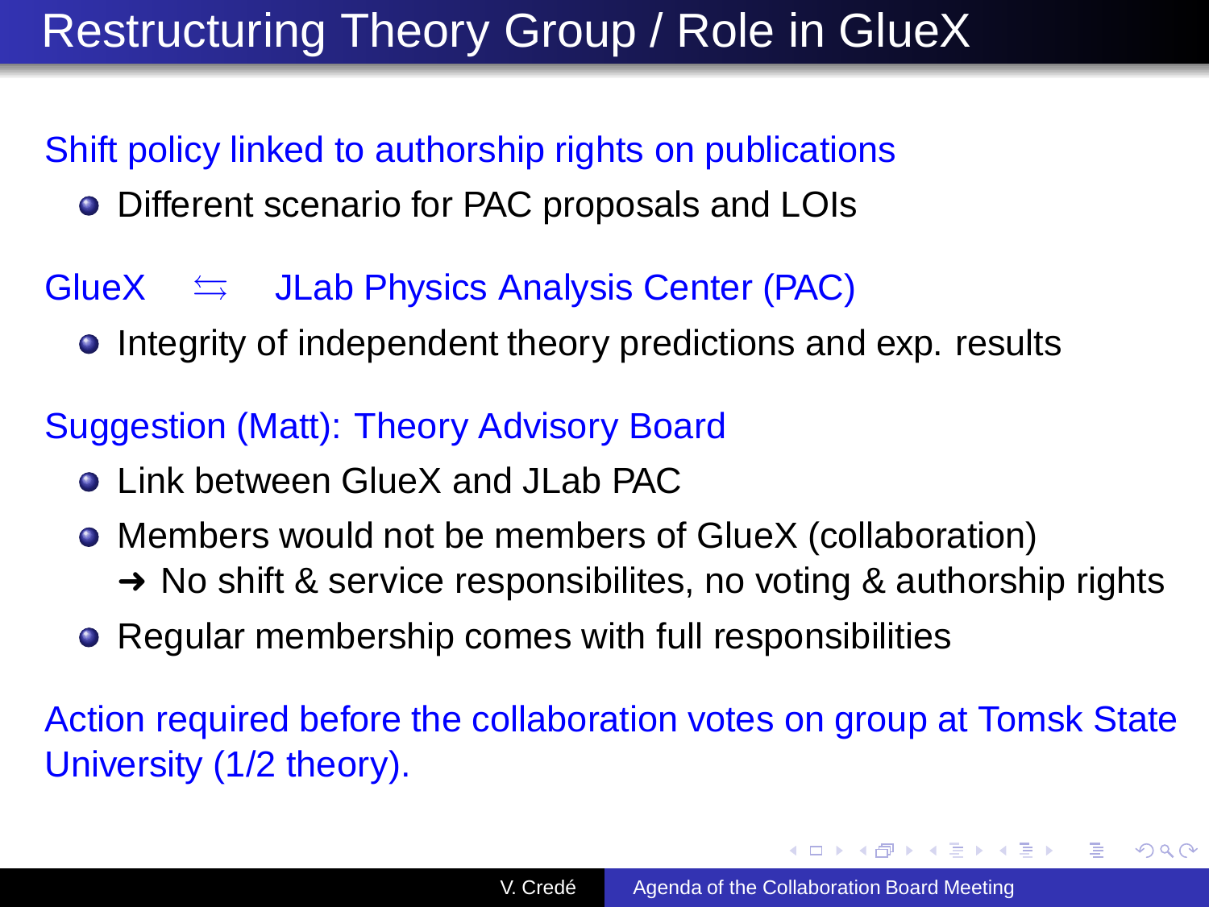# Restructuring Theory Group / Role in GlueX

Shift policy linked to authorship rights on publications

- Different scenario for PAC proposals and LOIs

GlueX $\leftrightarrows$ JLab Physics Analysis Center (PAC)

- Integrity of independent theory predictions and exp. results

Suggestion (Matt): Theory Advisory Board

- Link between GlueX and JLab PAC
- Members would not be members of GlueX (collaboration)
  ➜ No shift & service responsibilites, no voting & authorship rights
- Regular membership comes with full responsibilities

Action required before the collaboration votes on group at Tomsk State University (1/2 theory).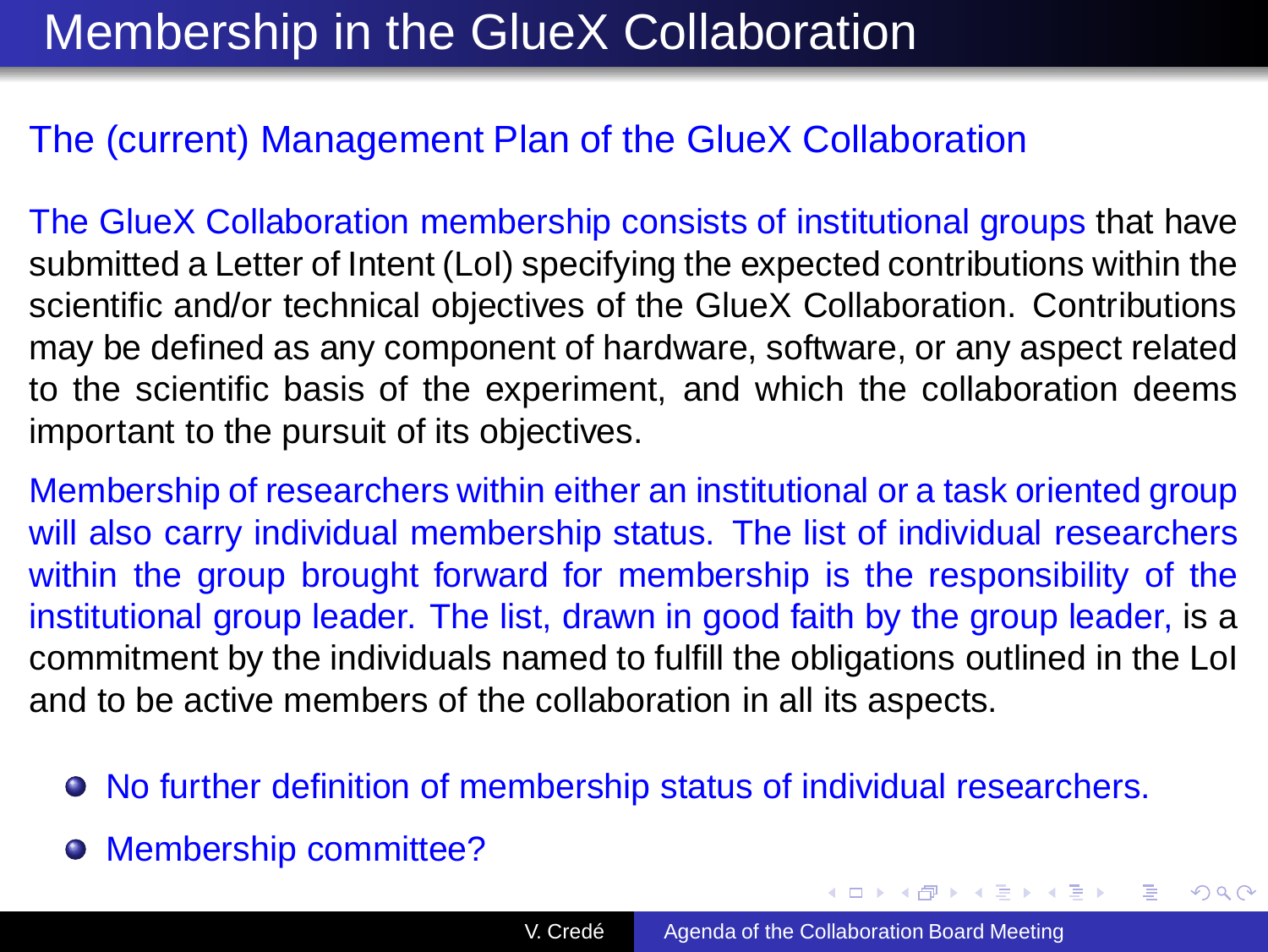# Membership in the GlueX Collaboration

## The (current) Management Plan of the GlueX Collaboration

The GlueX Collaboration membership consists of institutional groups that have submitted a Letter of Intent (LoI) specifying the expected contributions within the scientific and/or technical objectives of the GlueX Collaboration. Contributions may be defined as any component of hardware, software, or any aspect related to the scientific basis of the experiment, and which the collaboration deems important to the pursuit of its objectives.

Membership of researchers within either an institutional or a task oriented group will also carry individual membership status. The list of individual researchers within the group brought forward for membership is the responsibility of the institutional group leader. The list, drawn in good faith by the group leader, is a commitment by the individuals named to fulfill the obligations outlined in the LoI and to be active members of the collaboration in all its aspects.

- No further definition of membership status of individual researchers.
- Membership committee?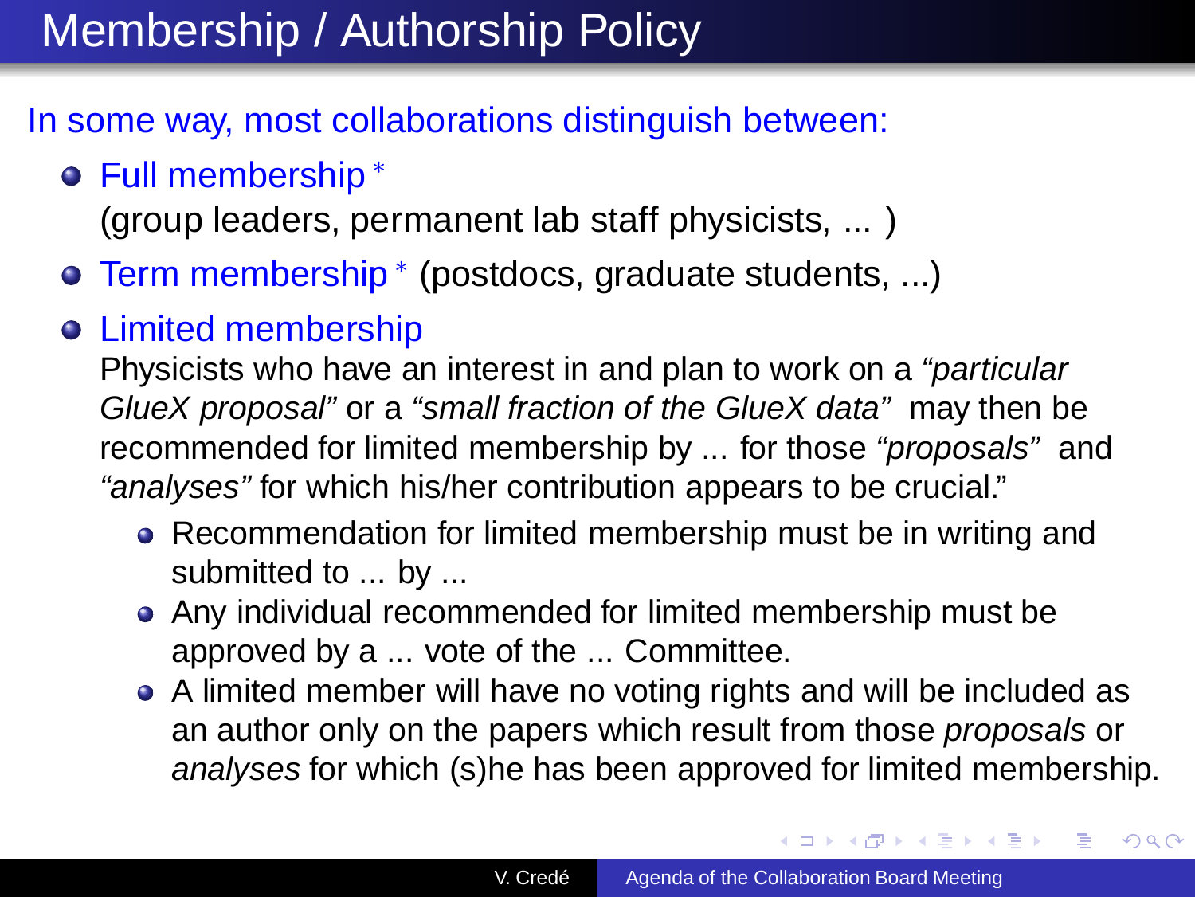# Membership / Authorship Policy

In some way, most collaborations distinguish between:

- Full membership *
  (group leaders, permanent lab staff physicists, ... )
- Term membership * (postdocs, graduate students, ...)
- Limited membership
  Physicists who have an interest in and plan to work on a *"particular GlueX proposal"* or a *"small fraction of the GlueX data"* may then be recommended for limited membership by ... for those *"proposals"* and *"analyses"* for which his/her contribution appears to be crucial."
  - Recommendation for limited membership must be in writing and submitted to ... by ...
  - Any individual recommended for limited membership must be approved by a ... vote of the ... Committee.
  - A limited member will have no voting rights and will be included as an author only on the papers which result from those *proposals* or *analyses* for which (s)he has been approved for limited membership.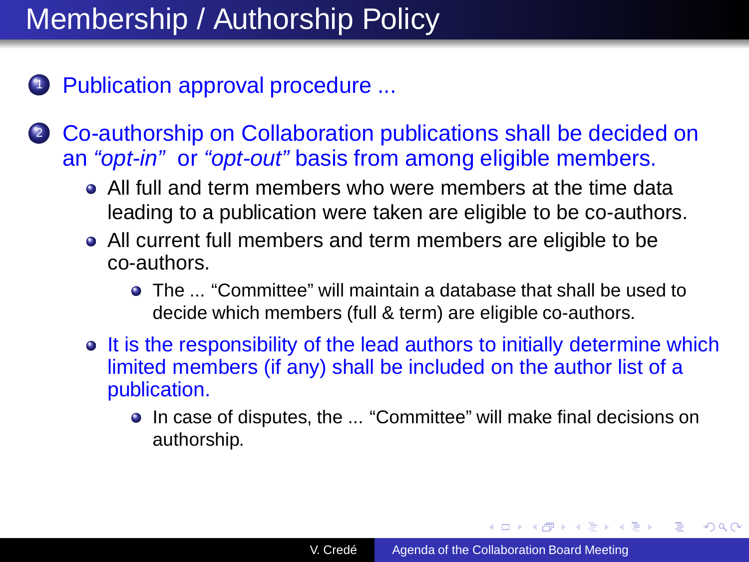# Membership / Authorship Policy

1. Publication approval procedure ...

2. Co-authorship on Collaboration publications shall be decided on an *"opt-in"* or *"opt-out"* basis from among eligible members.
   - All full and term members who were members at the time data leading to a publication were taken are eligible to be co-authors.
   - All current full members and term members are eligible to be co-authors.
     - The ... "Committee" will maintain a database that shall be used to decide which members (full & term) are eligible co-authors.
   - It is the responsibility of the lead authors to initially determine which limited members (if any) shall be included on the author list of a publication.
     - In case of disputes, the ... "Committee" will make final decisions on authorship.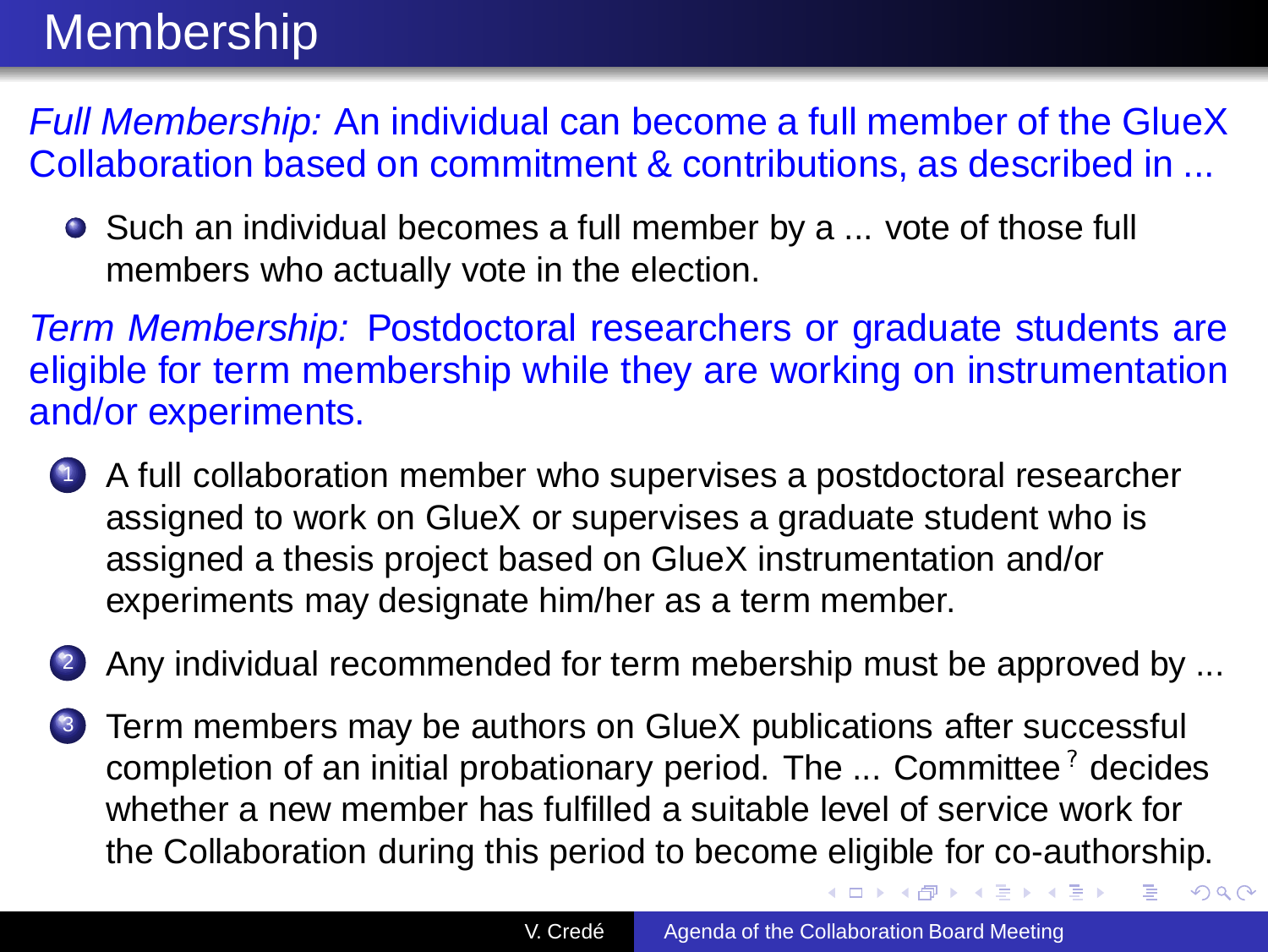# Membership

*Full Membership:* An individual can become a full member of the GlueX Collaboration based on commitment & contributions, as described in ...

- Such an individual becomes a full member by a ... vote of those full members who actually vote in the election.

*Term Membership:* Postdoctoral researchers or graduate students are eligible for term membership while they are working on instrumentation and/or experiments.

1. A full collaboration member who supervises a postdoctoral researcher assigned to work on GlueX or supervises a graduate student who is assigned a thesis project based on GlueX instrumentation and/or experiments may designate him/her as a term member.
2. Any individual recommended for term mebership must be approved by ...
3. Term members may be authors on GlueX publications after successful completion of an initial probationary period. The ... Committee [?] decides whether a new member has fulfilled a suitable level of service work for the Collaboration during this period to become eligible for co-authorship.